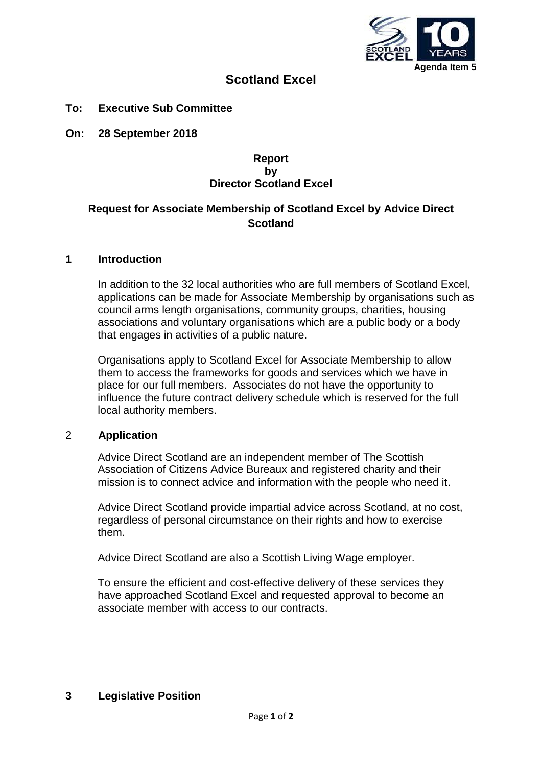Agenda Item 5

# Scotland Excel

**To: Executive Sub Committee**

**On: 28 September 2018**

**Report**
**by**
**Director Scotland Excel**

## Request for Associate Membership of Scotland Excel by Advice Direct Scotland

## 1 Introduction

In addition to the 32 local authorities who are full members of Scotland Excel, applications can be made for Associate Membership by organisations such as council arms length organisations, community groups, charities, housing associations and voluntary organisations which are a public body or a body that engages in activities of a public nature.

Organisations apply to Scotland Excel for Associate Membership to allow them to access the frameworks for goods and services which we have in place for our full members. Associates do not have the opportunity to influence the future contract delivery schedule which is reserved for the full local authority members.

## 2 Application

Advice Direct Scotland are an independent member of The Scottish Association of Citizens Advice Bureaux and registered charity and their mission is to connect advice and information with the people who need it.

Advice Direct Scotland provide impartial advice across Scotland, at no cost, regardless of personal circumstance on their rights and how to exercise them.

Advice Direct Scotland are also a Scottish Living Wage employer.

To ensure the efficient and cost-effective delivery of these services they have approached Scotland Excel and requested approval to become an associate member with access to our contracts.

## 3 Legislative Position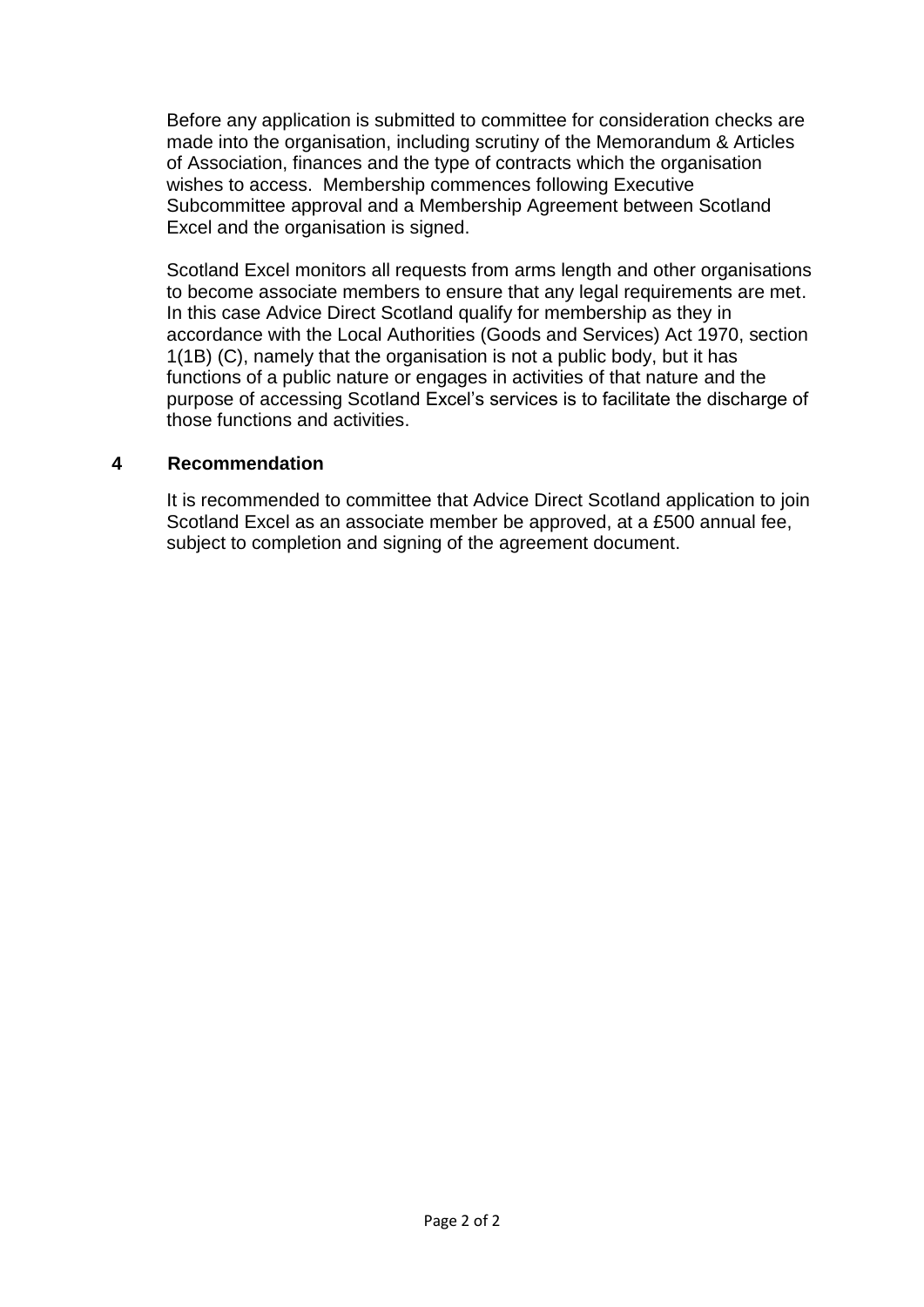Before any application is submitted to committee for consideration checks are made into the organisation, including scrutiny of the Memorandum & Articles of Association, finances and the type of contracts which the organisation wishes to access. Membership commences following Executive Subcommittee approval and a Membership Agreement between Scotland Excel and the organisation is signed.

Scotland Excel monitors all requests from arms length and other organisations to become associate members to ensure that any legal requirements are met. In this case Advice Direct Scotland qualify for membership as they in accordance with the Local Authorities (Goods and Services) Act 1970, section 1(1B) (C), namely that the organisation is not a public body, but it has functions of a public nature or engages in activities of that nature and the purpose of accessing Scotland Excel's services is to facilitate the discharge of those functions and activities.

## 4 Recommendation

It is recommended to committee that Advice Direct Scotland application to join Scotland Excel as an associate member be approved, at a £500 annual fee, subject to completion and signing of the agreement document.